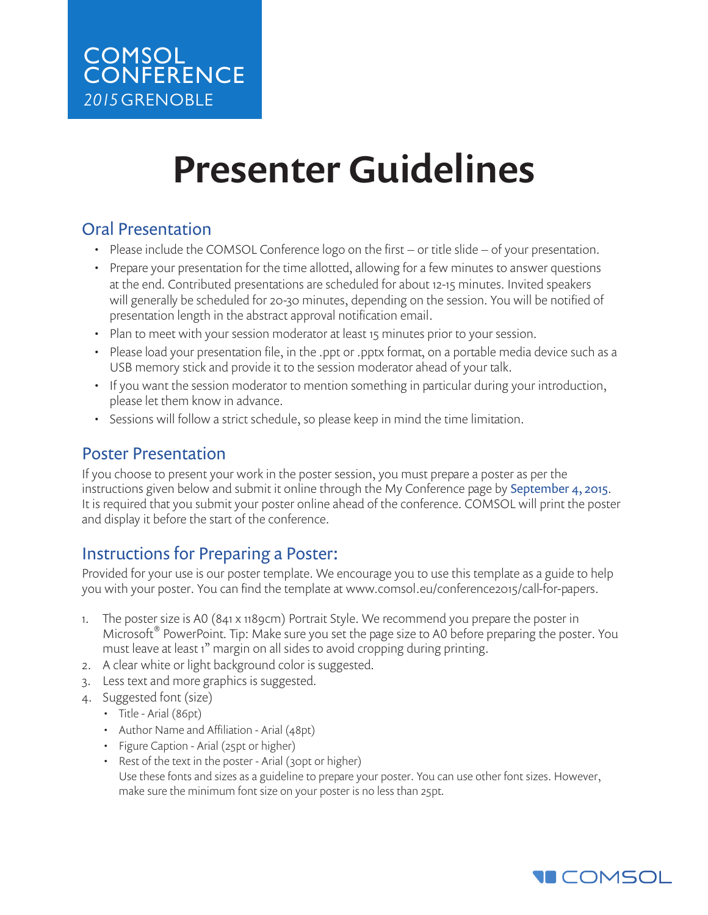COMSOL CONFERENCE
2015 GRENOBLE

# Presenter Guidelines

## Oral Presentation

- Please include the COMSOL Conference logo on the first – or title slide – of your presentation.
- Prepare your presentation for the time allotted, allowing for a few minutes to answer questions at the end. Contributed presentations are scheduled for about 12-15 minutes. Invited speakers will generally be scheduled for 20-30 minutes, depending on the session. You will be notified of presentation length in the abstract approval notification email.
- Plan to meet with your session moderator at least 15 minutes prior to your session.
- Please load your presentation file, in the .ppt or .pptx format, on a portable media device such as a USB memory stick and provide it to the session moderator ahead of your talk.
- If you want the session moderator to mention something in particular during your introduction, please let them know in advance.
- Sessions will follow a strict schedule, so please keep in mind the time limitation.

## Poster Presentation

If you choose to present your work in the poster session, you must prepare a poster as per the instructions given below and submit it online through the My Conference page by September 4, 2015. It is required that you submit your poster online ahead of the conference. COMSOL will print the poster and display it before the start of the conference.

## Instructions for Preparing a Poster:

Provided for your use is our poster template. We encourage you to use this template as a guide to help you with your poster. You can find the template at www.comsol.eu/conference2015/call-for-papers.

1. The poster size is A0 (841 x 1189cm) Portrait Style. We recommend you prepare the poster in Microsoft® PowerPoint. Tip: Make sure you set the page size to A0 before preparing the poster. You must leave at least 1" margin on all sides to avoid cropping during printing.
2. A clear white or light background color is suggested.
3. Less text and more graphics is suggested.
4. Suggested font (size)
   - Title - Arial (86pt)
   - Author Name and Affiliation - Arial (48pt)
   - Figure Caption - Arial (25pt or higher)
   - Rest of the text in the poster - Arial (30pt or higher)
   
   Use these fonts and sizes as a guideline to prepare your poster. You can use other font sizes. However, make sure the minimum font size on your poster is no less than 25pt.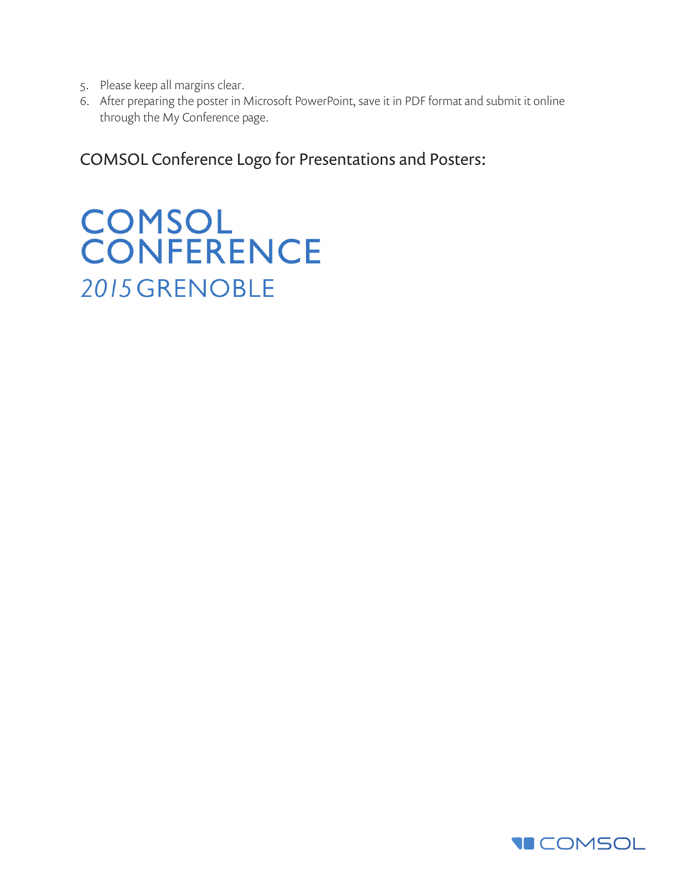5. Please keep all margins clear.
6. After preparing the poster in Microsoft PowerPoint, save it in PDF format and submit it online through the My Conference page.

## COMSOL Conference Logo for Presentations and Posters:

COMSOL
CONFERENCE
*2015* GRENOBLE